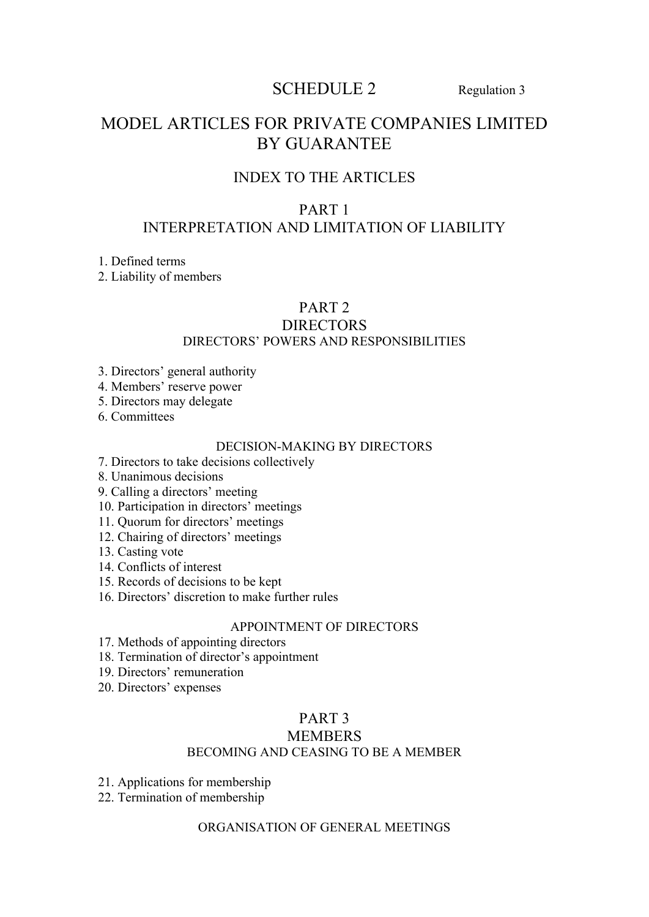# SCHEDULE 2 Regulation 3

# MODEL ARTICLES FOR PRIVATE COMPANIES LIMITED BY GUARANTEE

## INDEX TO THE ARTICLES

## PART 1
## INTERPRETATION AND LIMITATION OF LIABILITY

1. Defined terms
2. Liability of members

## PART 2
## DIRECTORS
### DIRECTORS' POWERS AND RESPONSIBILITIES

3. Directors' general authority
4. Members' reserve power
5. Directors may delegate
6. Committees

### DECISION-MAKING BY DIRECTORS

7. Directors to take decisions collectively
8. Unanimous decisions
9. Calling a directors' meeting
10. Participation in directors' meetings
11. Quorum for directors' meetings
12. Chairing of directors' meetings
13. Casting vote
14. Conflicts of interest
15. Records of decisions to be kept
16. Directors' discretion to make further rules

### APPOINTMENT OF DIRECTORS

17. Methods of appointing directors
18. Termination of director's appointment
19. Directors' remuneration
20. Directors' expenses

## PART 3
## MEMBERS
### BECOMING AND CEASING TO BE A MEMBER

21. Applications for membership
22. Termination of membership

### ORGANISATION OF GENERAL MEETINGS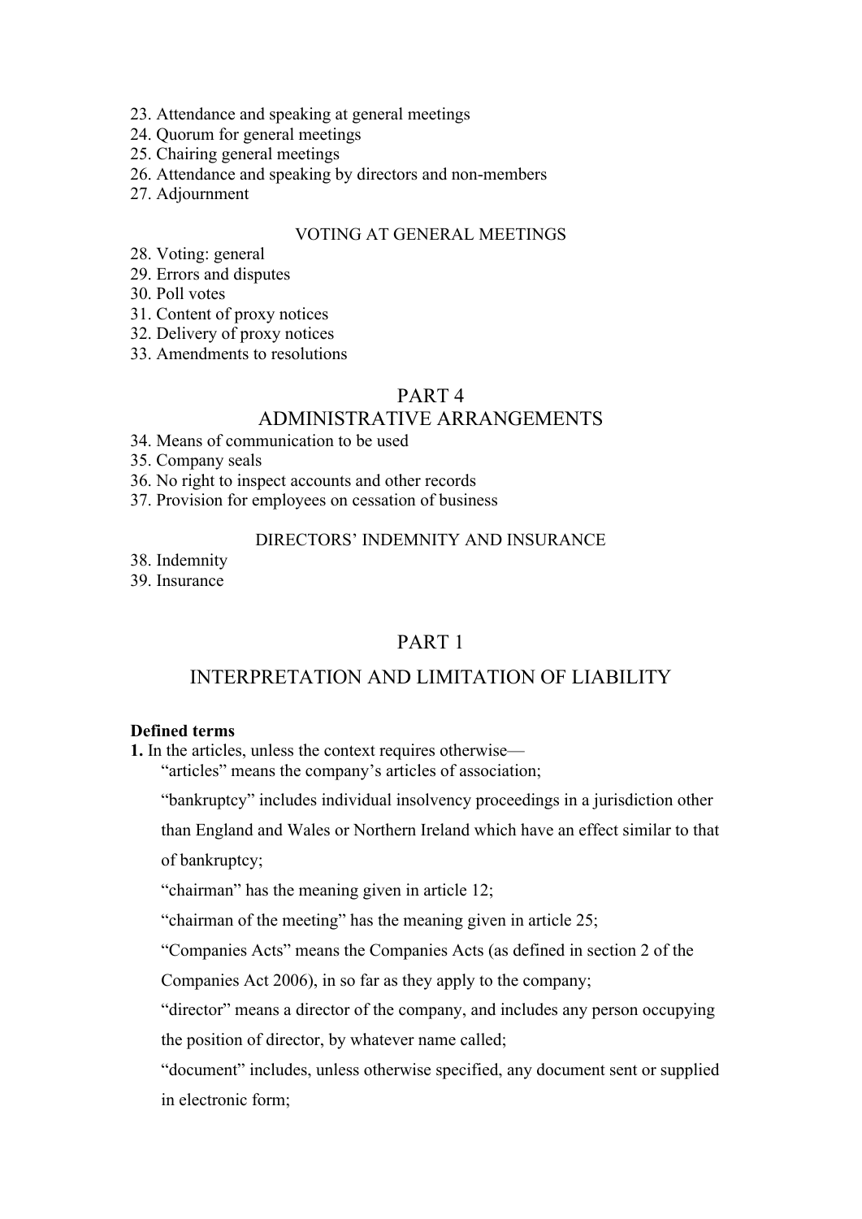23. Attendance and speaking at general meetings
24. Quorum for general meetings
25. Chairing general meetings
26. Attendance and speaking by directors and non-members
27. Adjournment

VOTING AT GENERAL MEETINGS

28. Voting: general
29. Errors and disputes
30. Poll votes
31. Content of proxy notices
32. Delivery of proxy notices
33. Amendments to resolutions

## PART 4
## ADMINISTRATIVE ARRANGEMENTS

34. Means of communication to be used
35. Company seals
36. No right to inspect accounts and other records
37. Provision for employees on cessation of business

DIRECTORS' INDEMNITY AND INSURANCE

38. Indemnity
39. Insurance

## PART 1

## INTERPRETATION AND LIMITATION OF LIABILITY

**Defined terms**

**1.** In the articles, unless the context requires otherwise—

"articles" means the company's articles of association;

"bankruptcy" includes individual insolvency proceedings in a jurisdiction other than England and Wales or Northern Ireland which have an effect similar to that of bankruptcy;

"chairman" has the meaning given in article 12;

"chairman of the meeting" has the meaning given in article 25;

"Companies Acts" means the Companies Acts (as defined in section 2 of the Companies Act 2006), in so far as they apply to the company;

"director" means a director of the company, and includes any person occupying the position of director, by whatever name called;

"document" includes, unless otherwise specified, any document sent or supplied in electronic form;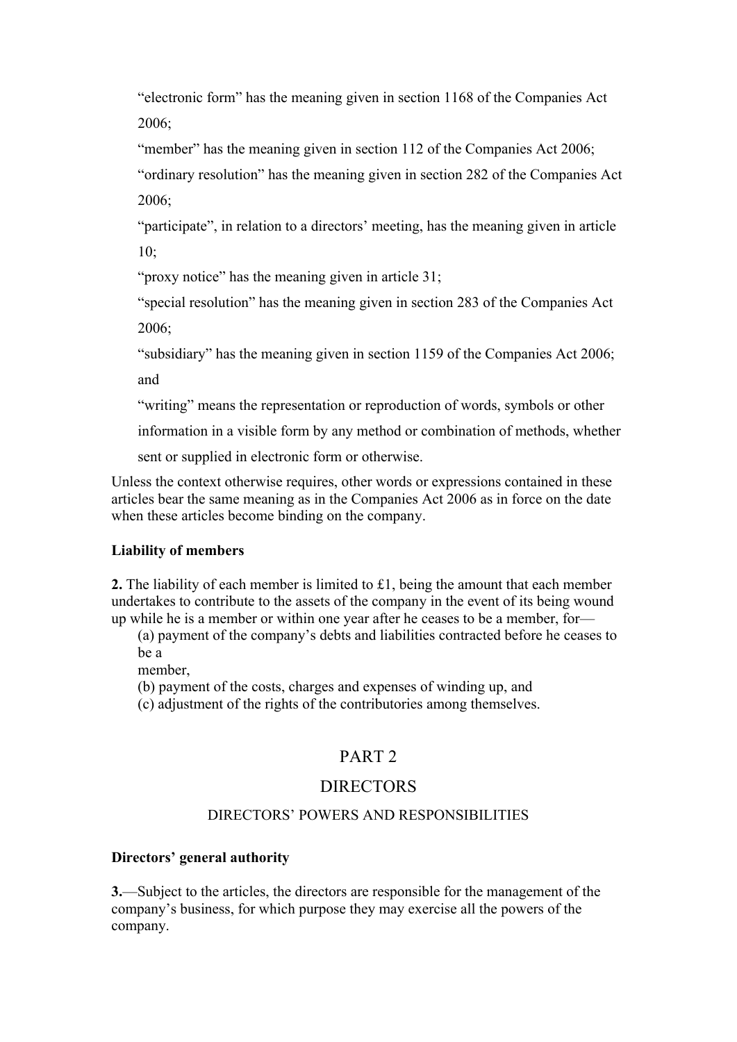"electronic form" has the meaning given in section 1168 of the Companies Act 2006;

"member" has the meaning given in section 112 of the Companies Act 2006;

"ordinary resolution" has the meaning given in section 282 of the Companies Act 2006;

"participate", in relation to a directors' meeting, has the meaning given in article 10;

"proxy notice" has the meaning given in article 31;

"special resolution" has the meaning given in section 283 of the Companies Act 2006;

"subsidiary" has the meaning given in section 1159 of the Companies Act 2006; and

"writing" means the representation or reproduction of words, symbols or other information in a visible form by any method or combination of methods, whether sent or supplied in electronic form or otherwise.

Unless the context otherwise requires, other words or expressions contained in these articles bear the same meaning as in the Companies Act 2006 as in force on the date when these articles become binding on the company.

**Liability of members**

**2.** The liability of each member is limited to £1, being the amount that each member undertakes to contribute to the assets of the company in the event of its being wound up while he is a member or within one year after he ceases to be a member, for—

(a) payment of the company's debts and liabilities contracted before he ceases to be a member,

(b) payment of the costs, charges and expenses of winding up, and

(c) adjustment of the rights of the contributories among themselves.

# PART 2

# DIRECTORS

## DIRECTORS' POWERS AND RESPONSIBILITIES

**Directors' general authority**

**3.**—Subject to the articles, the directors are responsible for the management of the company's business, for which purpose they may exercise all the powers of the company.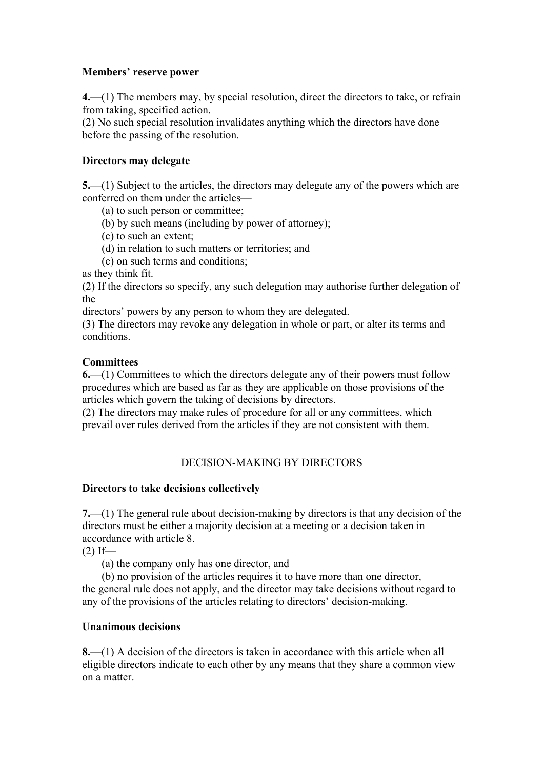**Members' reserve power**

**4.**—(1) The members may, by special resolution, direct the directors to take, or refrain from taking, specified action.
(2) No such special resolution invalidates anything which the directors have done before the passing of the resolution.

**Directors may delegate**

**5.**—(1) Subject to the articles, the directors may delegate any of the powers which are conferred on them under the articles—

(a) to such person or committee;
(b) by such means (including by power of attorney);
(c) to such an extent;
(d) in relation to such matters or territories; and
(e) on such terms and conditions;

as they think fit.
(2) If the directors so specify, any such delegation may authorise further delegation of the directors' powers by any person to whom they are delegated.
(3) The directors may revoke any delegation in whole or part, or alter its terms and conditions.

**Committees**

**6.**—(1) Committees to which the directors delegate any of their powers must follow procedures which are based as far as they are applicable on those provisions of the articles which govern the taking of decisions by directors.
(2) The directors may make rules of procedure for all or any committees, which prevail over rules derived from the articles if they are not consistent with them.

## DECISION-MAKING BY DIRECTORS

**Directors to take decisions collectively**

**7.**—(1) The general rule about decision-making by directors is that any decision of the directors must be either a majority decision at a meeting or a decision taken in accordance with article 8.
(2) If—

(a) the company only has one director, and
(b) no provision of the articles requires it to have more than one director,

the general rule does not apply, and the director may take decisions without regard to any of the provisions of the articles relating to directors' decision-making.

**Unanimous decisions**

**8.**—(1) A decision of the directors is taken in accordance with this article when all eligible directors indicate to each other by any means that they share a common view on a matter.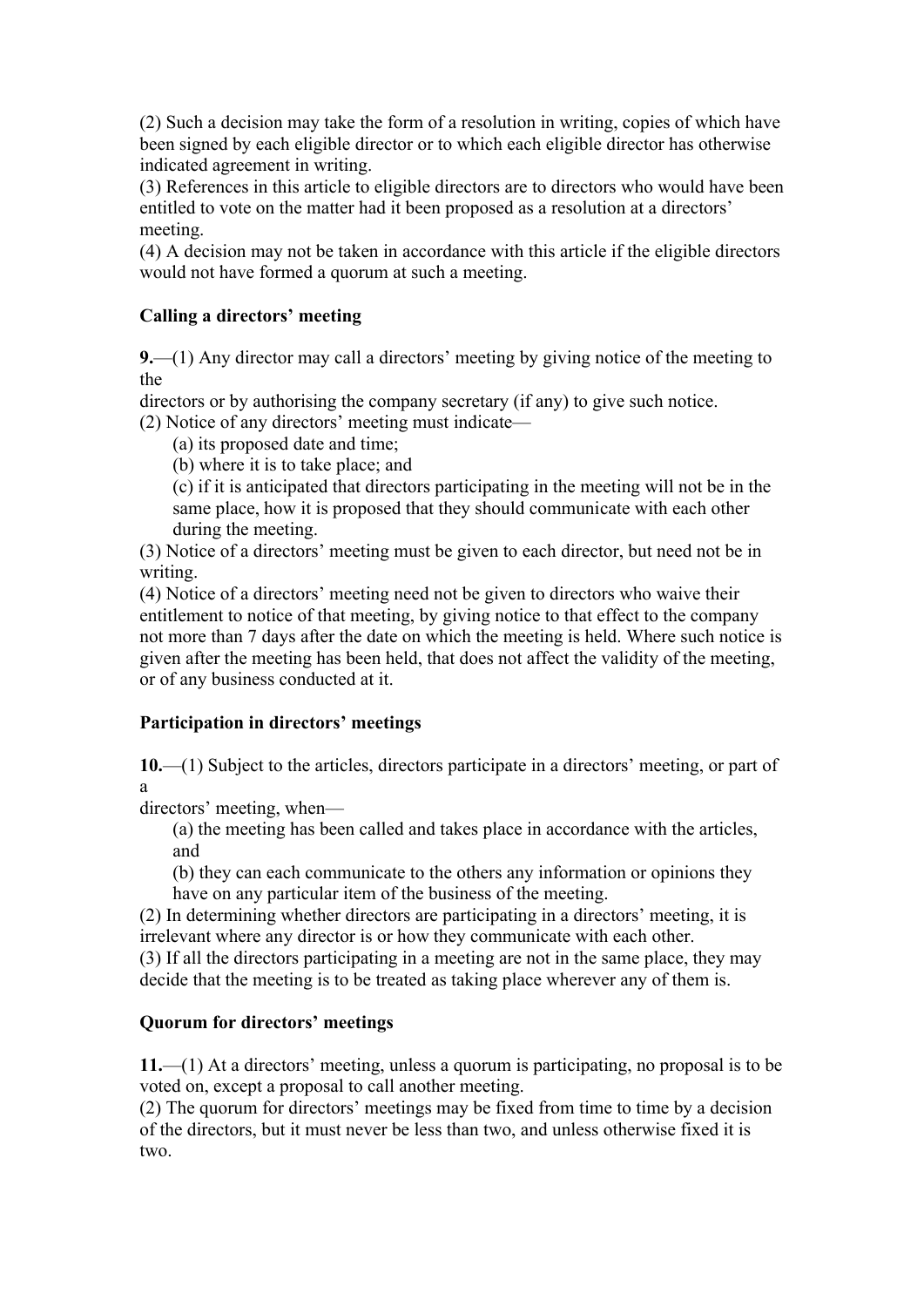(2) Such a decision may take the form of a resolution in writing, copies of which have been signed by each eligible director or to which each eligible director has otherwise indicated agreement in writing.
(3) References in this article to eligible directors are to directors who would have been entitled to vote on the matter had it been proposed as a resolution at a directors' meeting.
(4) A decision may not be taken in accordance with this article if the eligible directors would not have formed a quorum at such a meeting.

**Calling a directors' meeting**

**9.**—(1) Any director may call a directors' meeting by giving notice of the meeting to the directors or by authorising the company secretary (if any) to give such notice.
(2) Notice of any directors' meeting must indicate—

(a) its proposed date and time;
(b) where it is to take place; and
(c) if it is anticipated that directors participating in the meeting will not be in the same place, how it is proposed that they should communicate with each other during the meeting.

(3) Notice of a directors' meeting must be given to each director, but need not be in writing.
(4) Notice of a directors' meeting need not be given to directors who waive their entitlement to notice of that meeting, by giving notice to that effect to the company not more than 7 days after the date on which the meeting is held. Where such notice is given after the meeting has been held, that does not affect the validity of the meeting, or of any business conducted at it.

**Participation in directors' meetings**

**10.**—(1) Subject to the articles, directors participate in a directors' meeting, or part of a directors' meeting, when—

(a) the meeting has been called and takes place in accordance with the articles, and
(b) they can each communicate to the others any information or opinions they have on any particular item of the business of the meeting.

(2) In determining whether directors are participating in a directors' meeting, it is irrelevant where any director is or how they communicate with each other.
(3) If all the directors participating in a meeting are not in the same place, they may decide that the meeting is to be treated as taking place wherever any of them is.

**Quorum for directors' meetings**

**11.**—(1) At a directors' meeting, unless a quorum is participating, no proposal is to be voted on, except a proposal to call another meeting.
(2) The quorum for directors' meetings may be fixed from time to time by a decision of the directors, but it must never be less than two, and unless otherwise fixed it is two.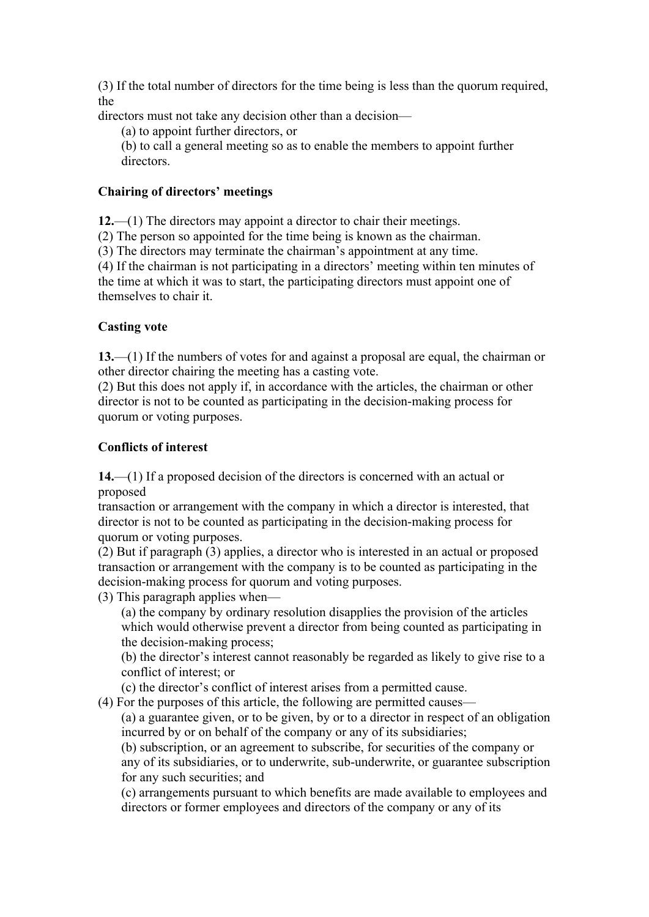(3) If the total number of directors for the time being is less than the quorum required, the directors must not take any decision other than a decision—

(a) to appoint further directors, or

(b) to call a general meeting so as to enable the members to appoint further directors.

**Chairing of directors' meetings**

**12.**—(1) The directors may appoint a director to chair their meetings.

(2) The person so appointed for the time being is known as the chairman.

(3) The directors may terminate the chairman's appointment at any time.

(4) If the chairman is not participating in a directors' meeting within ten minutes of the time at which it was to start, the participating directors must appoint one of themselves to chair it.

**Casting vote**

**13.**—(1) If the numbers of votes for and against a proposal are equal, the chairman or other director chairing the meeting has a casting vote.

(2) But this does not apply if, in accordance with the articles, the chairman or other director is not to be counted as participating in the decision-making process for quorum or voting purposes.

**Conflicts of interest**

**14.**—(1) If a proposed decision of the directors is concerned with an actual or proposed transaction or arrangement with the company in which a director is interested, that director is not to be counted as participating in the decision-making process for quorum or voting purposes.

(2) But if paragraph (3) applies, a director who is interested in an actual or proposed transaction or arrangement with the company is to be counted as participating in the decision-making process for quorum and voting purposes.

(3) This paragraph applies when—

(a) the company by ordinary resolution disapplies the provision of the articles which would otherwise prevent a director from being counted as participating in the decision-making process;

(b) the director's interest cannot reasonably be regarded as likely to give rise to a conflict of interest; or

(c) the director's conflict of interest arises from a permitted cause.

(4) For the purposes of this article, the following are permitted causes—

(a) a guarantee given, or to be given, by or to a director in respect of an obligation incurred by or on behalf of the company or any of its subsidiaries;

(b) subscription, or an agreement to subscribe, for securities of the company or any of its subsidiaries, or to underwrite, sub-underwrite, or guarantee subscription for any such securities; and

(c) arrangements pursuant to which benefits are made available to employees and directors or former employees and directors of the company or any of its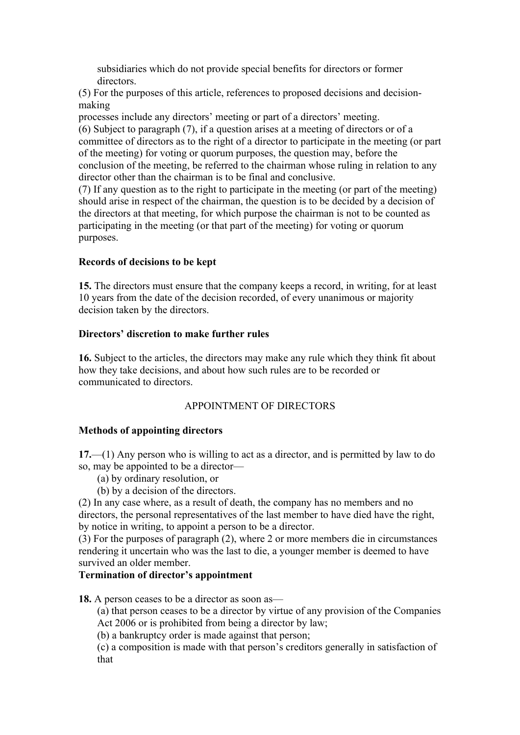subsidiaries which do not provide special benefits for directors or former directors.

(5) For the purposes of this article, references to proposed decisions and decision-making processes include any directors' meeting or part of a directors' meeting.

(6) Subject to paragraph (7), if a question arises at a meeting of directors or of a committee of directors as to the right of a director to participate in the meeting (or part of the meeting) for voting or quorum purposes, the question may, before the conclusion of the meeting, be referred to the chairman whose ruling in relation to any director other than the chairman is to be final and conclusive.

(7) If any question as to the right to participate in the meeting (or part of the meeting) should arise in respect of the chairman, the question is to be decided by a decision of the directors at that meeting, for which purpose the chairman is not to be counted as participating in the meeting (or that part of the meeting) for voting or quorum purposes.

**Records of decisions to be kept**

**15.** The directors must ensure that the company keeps a record, in writing, for at least 10 years from the date of the decision recorded, of every unanimous or majority decision taken by the directors.

**Directors' discretion to make further rules**

**16.** Subject to the articles, the directors may make any rule which they think fit about how they take decisions, and about how such rules are to be recorded or communicated to directors.

## APPOINTMENT OF DIRECTORS

**Methods of appointing directors**

**17.**—(1) Any person who is willing to act as a director, and is permitted by law to do so, may be appointed to be a director—

(a) by ordinary resolution, or

(b) by a decision of the directors.

(2) In any case where, as a result of death, the company has no members and no directors, the personal representatives of the last member to have died have the right, by notice in writing, to appoint a person to be a director.

(3) For the purposes of paragraph (2), where 2 or more members die in circumstances rendering it uncertain who was the last to die, a younger member is deemed to have survived an older member.

**Termination of director's appointment**

**18.** A person ceases to be a director as soon as—

(a) that person ceases to be a director by virtue of any provision of the Companies Act 2006 or is prohibited from being a director by law;

(b) a bankruptcy order is made against that person;

(c) a composition is made with that person's creditors generally in satisfaction of that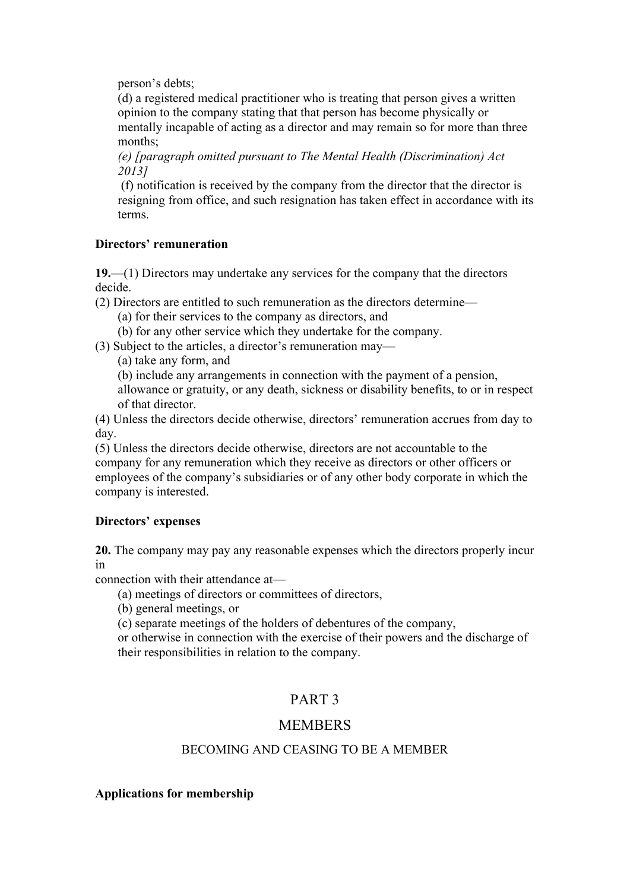person's debts;

(d) a registered medical practitioner who is treating that person gives a written opinion to the company stating that that person has become physically or mentally incapable of acting as a director and may remain so for more than three months;

*(e) [paragraph omitted pursuant to The Mental Health (Discrimination) Act 2013]*

(f) notification is received by the company from the director that the director is resigning from office, and such resignation has taken effect in accordance with its terms.

**Directors' remuneration**

**19.**—(1) Directors may undertake any services for the company that the directors decide.

(2) Directors are entitled to such remuneration as the directors determine—

(a) for their services to the company as directors, and

(b) for any other service which they undertake for the company.

(3) Subject to the articles, a director's remuneration may—

(a) take any form, and

(b) include any arrangements in connection with the payment of a pension, allowance or gratuity, or any death, sickness or disability benefits, to or in respect of that director.

(4) Unless the directors decide otherwise, directors' remuneration accrues from day to day.

(5) Unless the directors decide otherwise, directors are not accountable to the company for any remuneration which they receive as directors or other officers or employees of the company's subsidiaries or of any other body corporate in which the company is interested.

**Directors' expenses**

**20.** The company may pay any reasonable expenses which the directors properly incur in connection with their attendance at—

(a) meetings of directors or committees of directors,

(b) general meetings, or

(c) separate meetings of the holders of debentures of the company,

or otherwise in connection with the exercise of their powers and the discharge of their responsibilities in relation to the company.

# PART 3

# MEMBERS

## BECOMING AND CEASING TO BE A MEMBER

**Applications for membership**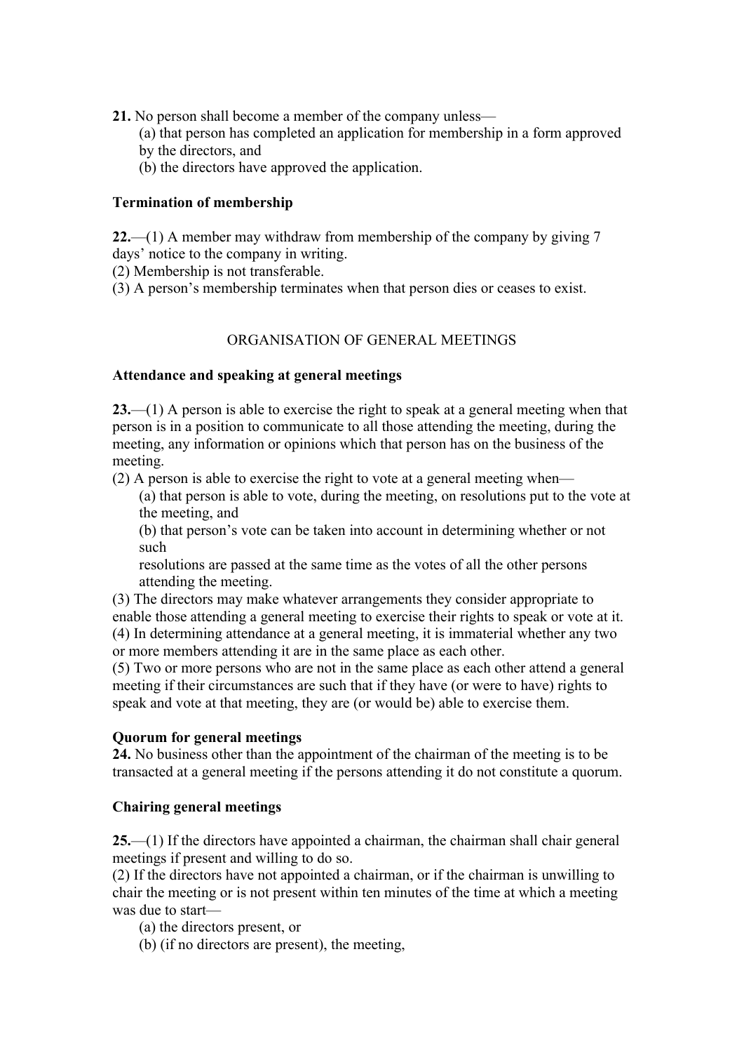**21.** No person shall become a member of the company unless—

(a) that person has completed an application for membership in a form approved by the directors, and

(b) the directors have approved the application.

**Termination of membership**

**22.**—(1) A member may withdraw from membership of the company by giving 7 days' notice to the company in writing.

(2) Membership is not transferable.

(3) A person's membership terminates when that person dies or ceases to exist.

ORGANISATION OF GENERAL MEETINGS

**Attendance and speaking at general meetings**

**23.**—(1) A person is able to exercise the right to speak at a general meeting when that person is in a position to communicate to all those attending the meeting, during the meeting, any information or opinions which that person has on the business of the meeting.

(2) A person is able to exercise the right to vote at a general meeting when—

(a) that person is able to vote, during the meeting, on resolutions put to the vote at the meeting, and

(b) that person's vote can be taken into account in determining whether or not such resolutions are passed at the same time as the votes of all the other persons attending the meeting.

(3) The directors may make whatever arrangements they consider appropriate to enable those attending a general meeting to exercise their rights to speak or vote at it.

(4) In determining attendance at a general meeting, it is immaterial whether any two or more members attending it are in the same place as each other.

(5) Two or more persons who are not in the same place as each other attend a general meeting if their circumstances are such that if they have (or were to have) rights to speak and vote at that meeting, they are (or would be) able to exercise them.

**Quorum for general meetings**

**24.** No business other than the appointment of the chairman of the meeting is to be transacted at a general meeting if the persons attending it do not constitute a quorum.

**Chairing general meetings**

**25.**—(1) If the directors have appointed a chairman, the chairman shall chair general meetings if present and willing to do so.

(2) If the directors have not appointed a chairman, or if the chairman is unwilling to chair the meeting or is not present within ten minutes of the time at which a meeting was due to start—

(a) the directors present, or

(b) (if no directors are present), the meeting,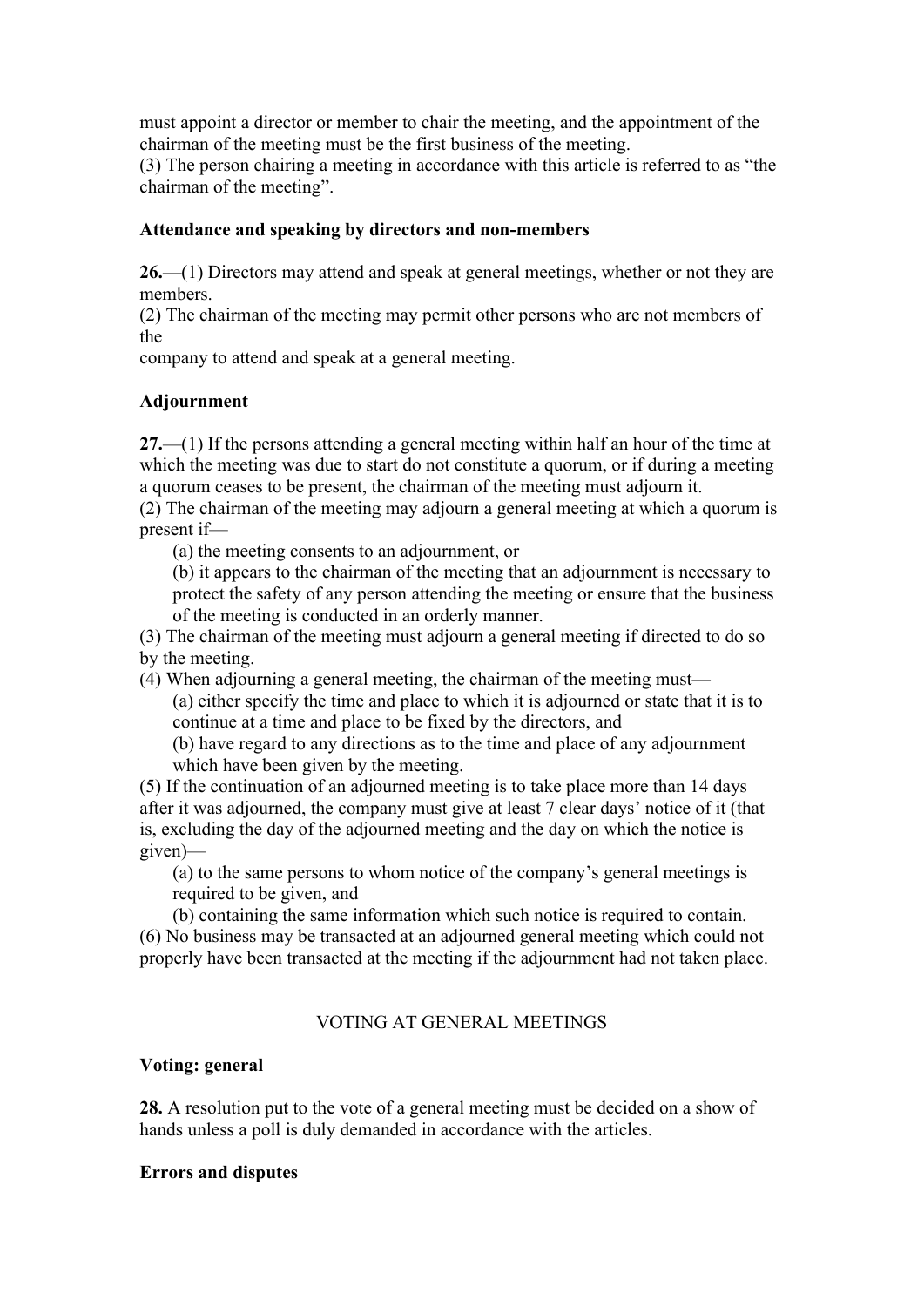must appoint a director or member to chair the meeting, and the appointment of the chairman of the meeting must be the first business of the meeting.

(3) The person chairing a meeting in accordance with this article is referred to as "the chairman of the meeting".

**Attendance and speaking by directors and non-members**

**26.**—(1) Directors may attend and speak at general meetings, whether or not they are members.

(2) The chairman of the meeting may permit other persons who are not members of the company to attend and speak at a general meeting.

**Adjournment**

**27.**—(1) If the persons attending a general meeting within half an hour of the time at which the meeting was due to start do not constitute a quorum, or if during a meeting a quorum ceases to be present, the chairman of the meeting must adjourn it.

(2) The chairman of the meeting may adjourn a general meeting at which a quorum is present if—

(a) the meeting consents to an adjournment, or

(b) it appears to the chairman of the meeting that an adjournment is necessary to protect the safety of any person attending the meeting or ensure that the business of the meeting is conducted in an orderly manner.

(3) The chairman of the meeting must adjourn a general meeting if directed to do so by the meeting.

(4) When adjourning a general meeting, the chairman of the meeting must—

(a) either specify the time and place to which it is adjourned or state that it is to continue at a time and place to be fixed by the directors, and

(b) have regard to any directions as to the time and place of any adjournment which have been given by the meeting.

(5) If the continuation of an adjourned meeting is to take place more than 14 days after it was adjourned, the company must give at least 7 clear days' notice of it (that is, excluding the day of the adjourned meeting and the day on which the notice is given)—

(a) to the same persons to whom notice of the company's general meetings is required to be given, and

(b) containing the same information which such notice is required to contain.

(6) No business may be transacted at an adjourned general meeting which could not properly have been transacted at the meeting if the adjournment had not taken place.

## VOTING AT GENERAL MEETINGS

**Voting: general**

**28.** A resolution put to the vote of a general meeting must be decided on a show of hands unless a poll is duly demanded in accordance with the articles.

**Errors and disputes**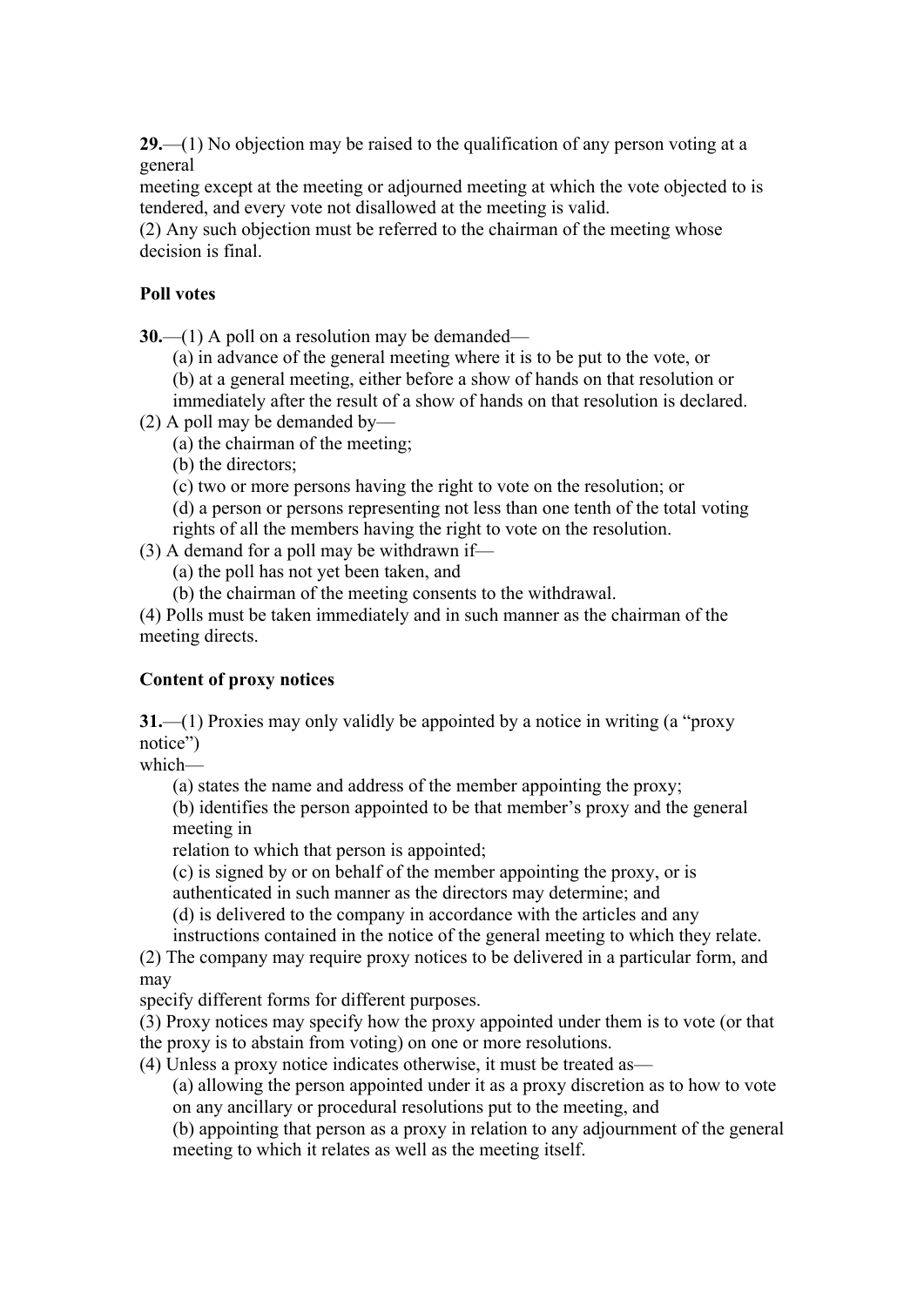**29.**—(1) No objection may be raised to the qualification of any person voting at a general meeting except at the meeting or adjourned meeting at which the vote objected to is tendered, and every vote not disallowed at the meeting is valid.

(2) Any such objection must be referred to the chairman of the meeting whose decision is final.

**Poll votes**

**30.**—(1) A poll on a resolution may be demanded—

(a) in advance of the general meeting where it is to be put to the vote, or

(b) at a general meeting, either before a show of hands on that resolution or immediately after the result of a show of hands on that resolution is declared.

(2) A poll may be demanded by—

(a) the chairman of the meeting;

(b) the directors;

(c) two or more persons having the right to vote on the resolution; or

(d) a person or persons representing not less than one tenth of the total voting rights of all the members having the right to vote on the resolution.

(3) A demand for a poll may be withdrawn if—

(a) the poll has not yet been taken, and

(b) the chairman of the meeting consents to the withdrawal.

(4) Polls must be taken immediately and in such manner as the chairman of the meeting directs.

**Content of proxy notices**

**31.**—(1) Proxies may only validly be appointed by a notice in writing (a "proxy notice") which—

(a) states the name and address of the member appointing the proxy;

(b) identifies the person appointed to be that member's proxy and the general meeting in relation to which that person is appointed;

(c) is signed by or on behalf of the member appointing the proxy, or is authenticated in such manner as the directors may determine; and

(d) is delivered to the company in accordance with the articles and any instructions contained in the notice of the general meeting to which they relate.

(2) The company may require proxy notices to be delivered in a particular form, and may specify different forms for different purposes.

(3) Proxy notices may specify how the proxy appointed under them is to vote (or that the proxy is to abstain from voting) on one or more resolutions.

(4) Unless a proxy notice indicates otherwise, it must be treated as—

(a) allowing the person appointed under it as a proxy discretion as to how to vote on any ancillary or procedural resolutions put to the meeting, and

(b) appointing that person as a proxy in relation to any adjournment of the general meeting to which it relates as well as the meeting itself.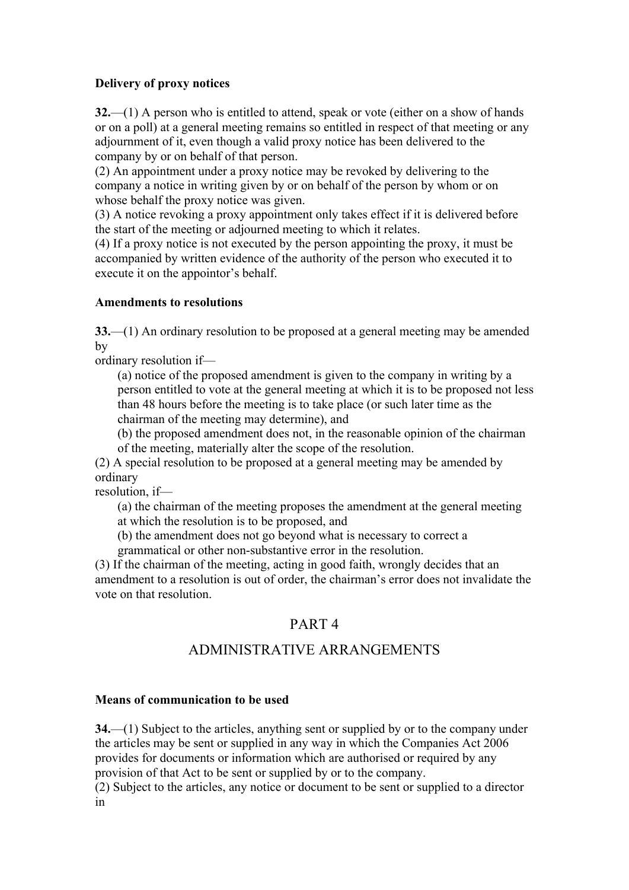**Delivery of proxy notices**

**32.**—(1) A person who is entitled to attend, speak or vote (either on a show of hands or on a poll) at a general meeting remains so entitled in respect of that meeting or any adjournment of it, even though a valid proxy notice has been delivered to the company by or on behalf of that person.
(2) An appointment under a proxy notice may be revoked by delivering to the company a notice in writing given by or on behalf of the person by whom or on whose behalf the proxy notice was given.
(3) A notice revoking a proxy appointment only takes effect if it is delivered before the start of the meeting or adjourned meeting to which it relates.
(4) If a proxy notice is not executed by the person appointing the proxy, it must be accompanied by written evidence of the authority of the person who executed it to execute it on the appointor's behalf.

**Amendments to resolutions**

**33.**—(1) An ordinary resolution to be proposed at a general meeting may be amended by
ordinary resolution if—

> (a) notice of the proposed amendment is given to the company in writing by a person entitled to vote at the general meeting at which it is to be proposed not less than 48 hours before the meeting is to take place (or such later time as the chairman of the meeting may determine), and
> (b) the proposed amendment does not, in the reasonable opinion of the chairman of the meeting, materially alter the scope of the resolution.

(2) A special resolution to be proposed at a general meeting may be amended by ordinary
resolution, if—

> (a) the chairman of the meeting proposes the amendment at the general meeting at which the resolution is to be proposed, and
> (b) the amendment does not go beyond what is necessary to correct a grammatical or other non-substantive error in the resolution.

(3) If the chairman of the meeting, acting in good faith, wrongly decides that an amendment to a resolution is out of order, the chairman's error does not invalidate the vote on that resolution.

## PART 4

## ADMINISTRATIVE ARRANGEMENTS

**Means of communication to be used**

**34.**—(1) Subject to the articles, anything sent or supplied by or to the company under the articles may be sent or supplied in any way in which the Companies Act 2006 provides for documents or information which are authorised or required by any provision of that Act to be sent or supplied by or to the company.
(2) Subject to the articles, any notice or document to be sent or supplied to a director in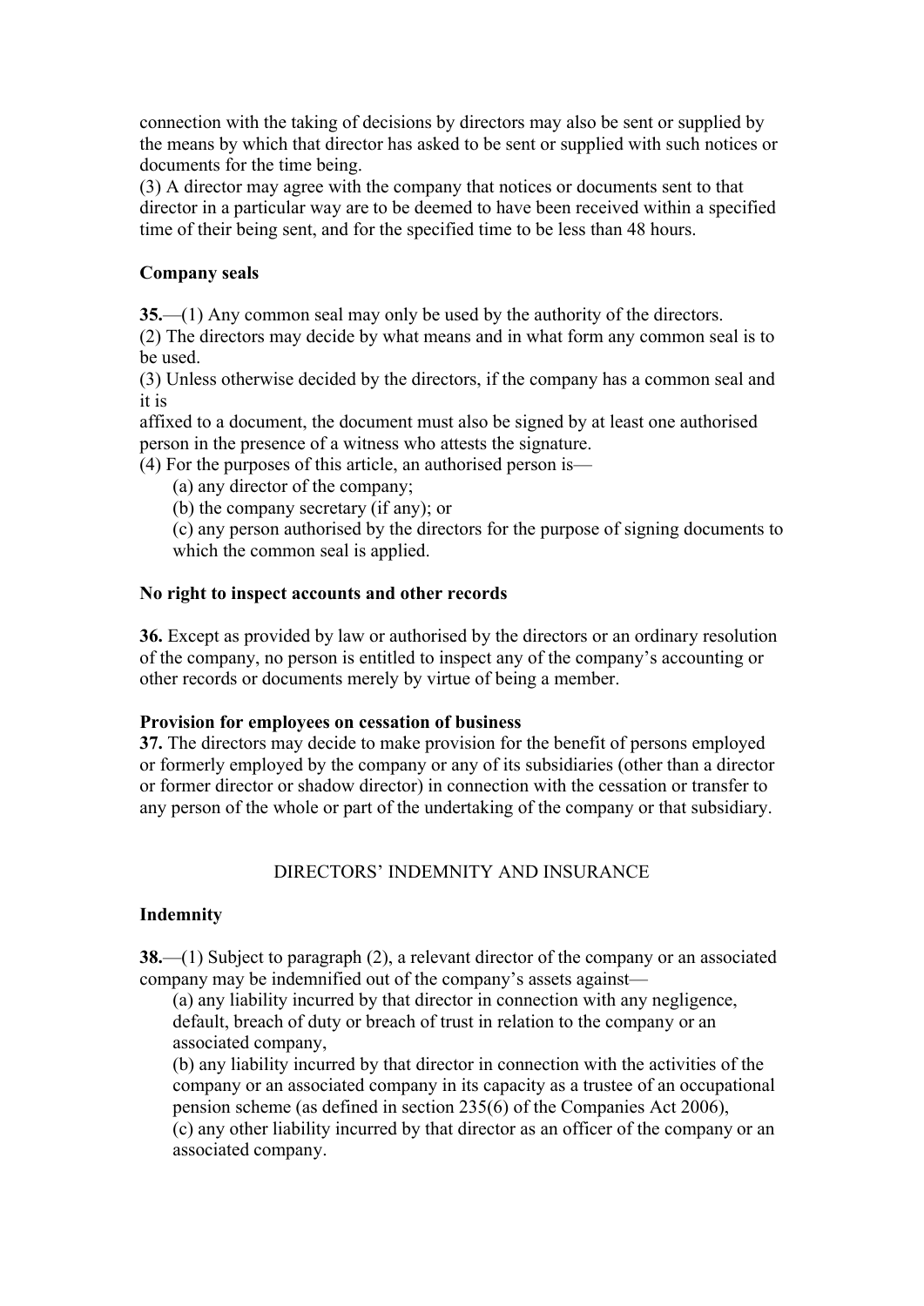connection with the taking of decisions by directors may also be sent or supplied by the means by which that director has asked to be sent or supplied with such notices or documents for the time being.
(3) A director may agree with the company that notices or documents sent to that director in a particular way are to be deemed to have been received within a specified time of their being sent, and for the specified time to be less than 48 hours.

**Company seals**

**35.**—(1) Any common seal may only be used by the authority of the directors.
(2) The directors may decide by what means and in what form any common seal is to be used.
(3) Unless otherwise decided by the directors, if the company has a common seal and it is
affixed to a document, the document must also be signed by at least one authorised person in the presence of a witness who attests the signature.
(4) For the purposes of this article, an authorised person is—

(a) any director of the company;

(b) the company secretary (if any); or

(c) any person authorised by the directors for the purpose of signing documents to which the common seal is applied.

**No right to inspect accounts and other records**

**36.** Except as provided by law or authorised by the directors or an ordinary resolution of the company, no person is entitled to inspect any of the company's accounting or other records or documents merely by virtue of being a member.

**Provision for employees on cessation of business**
**37.** The directors may decide to make provision for the benefit of persons employed or formerly employed by the company or any of its subsidiaries (other than a director or former director or shadow director) in connection with the cessation or transfer to any person of the whole or part of the undertaking of the company or that subsidiary.

## DIRECTORS' INDEMNITY AND INSURANCE

**Indemnity**

**38.**—(1) Subject to paragraph (2), a relevant director of the company or an associated company may be indemnified out of the company's assets against—

(a) any liability incurred by that director in connection with any negligence, default, breach of duty or breach of trust in relation to the company or an associated company,

(b) any liability incurred by that director in connection with the activities of the company or an associated company in its capacity as a trustee of an occupational pension scheme (as defined in section 235(6) of the Companies Act 2006),

(c) any other liability incurred by that director as an officer of the company or an associated company.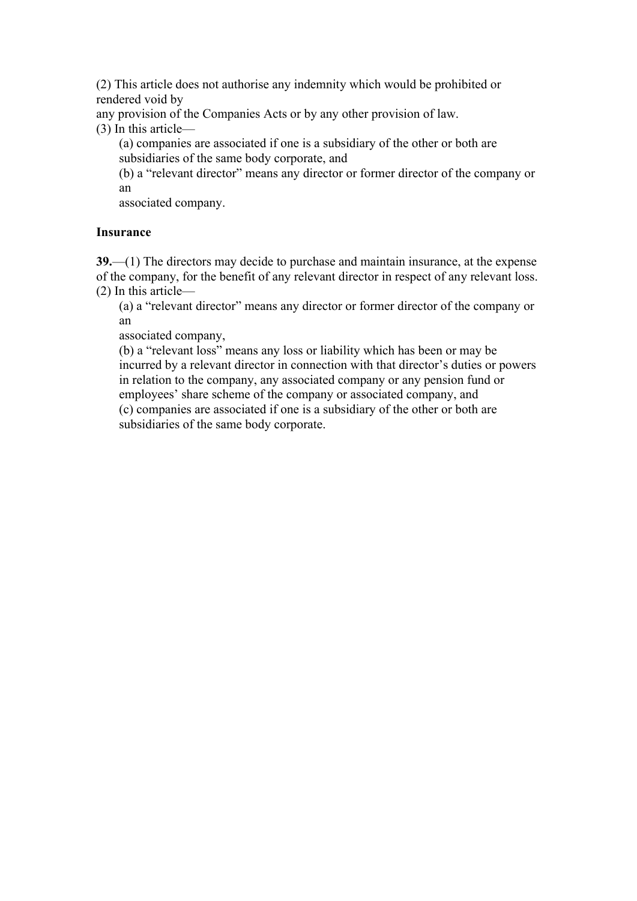(2) This article does not authorise any indemnity which would be prohibited or rendered void by any provision of the Companies Acts or by any other provision of law.

(3) In this article—

(a) companies are associated if one is a subsidiary of the other or both are subsidiaries of the same body corporate, and

(b) a "relevant director" means any director or former director of the company or an associated company.

**Insurance**

**39.**—(1) The directors may decide to purchase and maintain insurance, at the expense of the company, for the benefit of any relevant director in respect of any relevant loss.

(2) In this article—

(a) a "relevant director" means any director or former director of the company or an associated company,

(b) a "relevant loss" means any loss or liability which has been or may be incurred by a relevant director in connection with that director's duties or powers in relation to the company, any associated company or any pension fund or employees' share scheme of the company or associated company, and

(c) companies are associated if one is a subsidiary of the other or both are subsidiaries of the same body corporate.